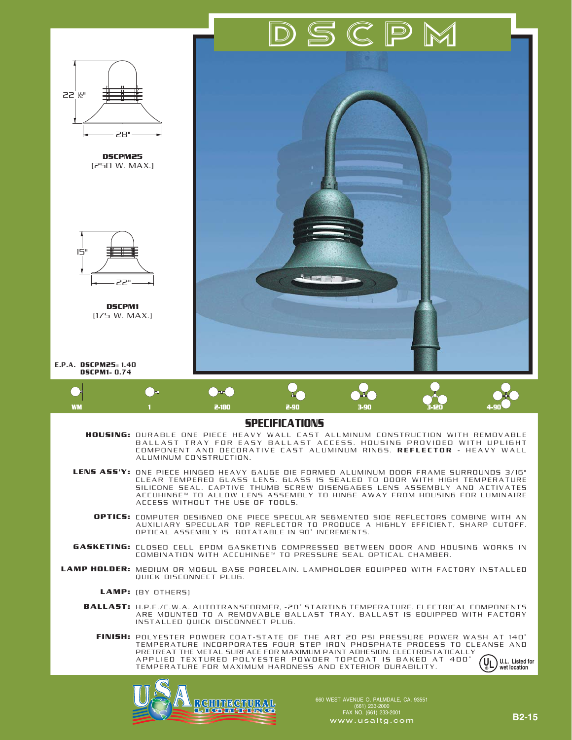# DSCPM

22 ½"

28"

**DSCPM25**
(250 W. MAX.)

15"

22"

**DSCPM1**
(175 W. MAX.)

**E.P.A. DSCPM25= 1.40**
**DSCPM1= 0.74**

WM | 1 | 2-180 | 2-90 | 3-90 | 3-120 | 4-90

## SPECIFICATIONS

**HOUSING:** DURABLE ONE PIECE HEAVY WALL CAST ALUMINUM CONSTRUCTION WITH REMOVABLE BALLAST TRAY FOR EASY BALLAST ACCESS. HOUSING PROVIDED WITH UPLIGHT COMPONENT AND DECORATIVE CAST ALUMINUM RINGS. **REFLECTOR** - HEAVY WALL ALUMINUM CONSTRUCTION.

**LENS ASS'Y:** ONE PIECE HINGED HEAVY GAUGE DIE FORMED ALUMINUM DOOR FRAME SURROUNDS 3/16" CLEAR TEMPERED GLASS LENS. GLASS IS SEALED TO DOOR WITH HIGH TEMPERATURE SILICONE SEAL. CAPTIVE THUMB SCREW DISENGAGES LENS ASSEMBLY AND ACTIVATES ACCUHINGE™ TO ALLOW LENS ASSEMBLY TO HINGE AWAY FROM HOUSING FOR LUMINAIRE ACCESS WITHOUT THE USE OF TOOLS.

**OPTICS:** COMPUTER DESIGNED ONE PIECE SPECULAR SEGMENTED SIDE REFLECTORS COMBINE WITH AN AUXILIARY SPECULAR TOP REFLECTOR TO PRODUCE A HIGHLY EFFICIENT, SHARP CUTOFF. OPTICAL ASSEMBLY IS ROTATABLE IN 90° INCREMENTS.

**GASKETING:** CLOSED CELL EPDM GASKETING COMPRESSED BETWEEN DOOR AND HOUSING WORKS IN COMBINATION WITH ACCUHINGE™ TO PRESSURE SEAL OPTICAL CHAMBER.

**LAMP HOLDER:** MEDIUM OR MOGUL BASE PORCELAIN. LAMPHOLDER EQUIPPED WITH FACTORY INSTALLED QUICK DISCONNECT PLUG.

**LAMP:** (BY OTHERS)

**BALLAST:** H.P.F./C.W.A. AUTOTRANSFORMER, -20° STARTING TEMPERATURE. ELECTRICAL COMPONENTS ARE MOUNTED TO A REMOVABLE BALLAST TRAY. BALLAST IS EQUIPPED WITH FACTORY INSTALLED QUICK DISCONNECT PLUG.

**FINISH:** POLYESTER POWDER COAT-STATE OF THE ART 20 PSI PRESSURE POWER WASH AT 140° TEMPERATURE INCORPORATES FOUR STEP IRON PHOSPHATE PROCESS TO CLEANSE AND PRETREAT THE METAL SURFACE FOR MAXIMUM PAINT ADHESION. ELECTROSTATICALLY APPLIED TEXTURED POLYESTER POWDER TOPCOAT IS BAKED AT 400° TEMPERATURE FOR MAXIMUM HARDNESS AND EXTERIOR DURABILITY.

U.L. Listed for wet location

USA ARCHITECTURAL LIGHTING

660 WEST AVENUE O, PALMDALE, CA. 93551
(661) 233-2000
FAX NO. (661) 233-2001
www.usaltg.com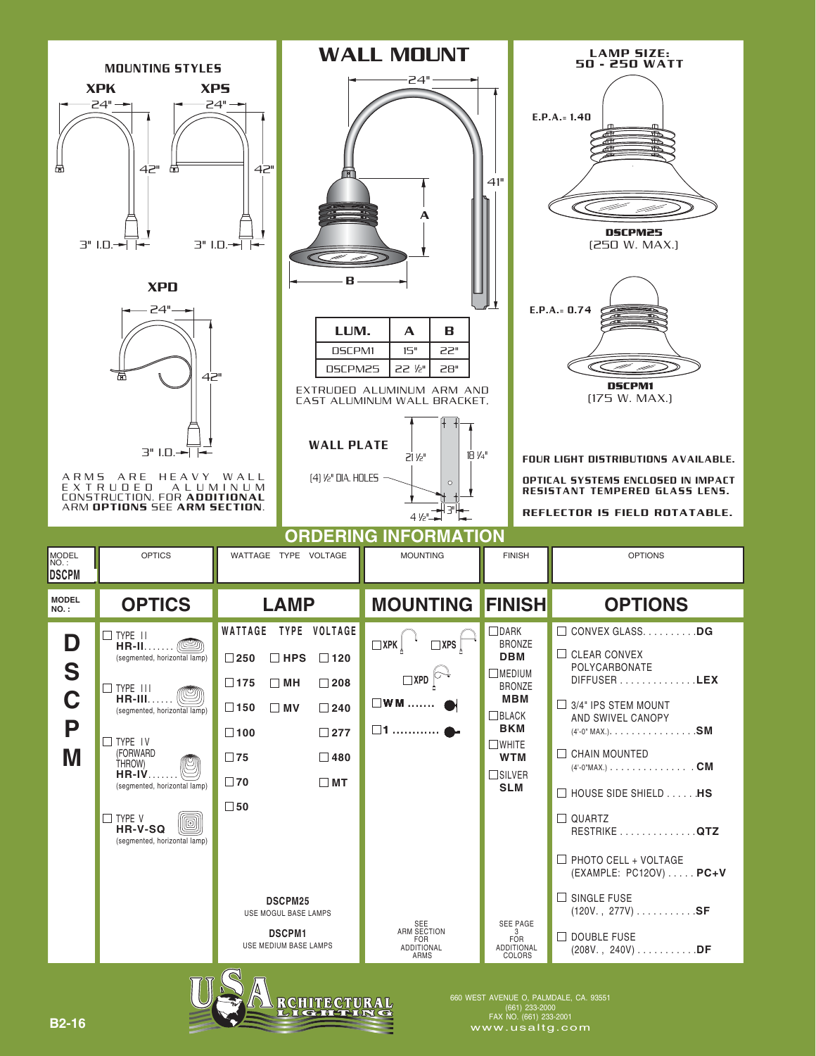## MOUNTING STYLES

**XPK**

24"

42"

3" I.D.

**XPS**

24"

42"

3" I.D.

**XPD**

24"

42"

3" I.D.

ARMS ARE HEAVY WALL EXTRUDED ALUMINUM CONSTRUCTION. FOR **ADDITIONAL** ARM **OPTIONS** SEE **ARM SECTION**.

## WALL MOUNT

24"

41"

A

B

| LUM. | A | B |
|---|---|---|
| DSCPM1 | 15" | 22" |
| DSCPM25 | 22 ½" | 28" |

EXTRUDED ALUMINUM ARM AND CAST ALUMINUM WALL BRACKET.

**WALL PLATE**

21 ½"

18 ¼"

(4) ½" DIA. HOLES

4 ½"

3"

## LAMP SIZE: 50 - 250 WATT

E.P.A.= 1.40

**DSCPM25**
(250 W. MAX.)

E.P.A.= 0.74

**DSCPM1**
(175 W. MAX.)

**FOUR LIGHT DISTRIBUTIONS AVAILABLE.**

**OPTICAL SYSTEMS ENCLOSED IN IMPACT RESISTANT TEMPERED GLASS LENS.**

**REFLECTOR IS FIELD ROTATABLE.**

## ORDERING INFORMATION

| MODEL NO. : DSCPM | OPTICS | WATTAGE TYPE VOLTAGE | MOUNTING | FINISH | OPTIONS |
|---|---|---|---|---|---|

| MODEL NO. : | OPTICS | LAMP | MOUNTING | FINISH | OPTIONS |
|---|---|---|---|---|---|
| **DSCPM** | ☐ TYPE II **HR-II**....... (segmented, horizontal lamp)<br>☐ TYPE III **HR-III**...... (segmented, horizontal lamp)<br>☐ TYPE IV (FORWARD THROW) **HR-IV**....... (segmented, horizontal lamp)<br>☐ TYPE V **HR-V-SQ** (segmented, horizontal lamp) | **WATTAGE:** ☐250 ☐175 ☐150 ☐100 ☐75 ☐70 ☐50<br>**TYPE:** ☐ HPS ☐ MH ☐ MV<br>**VOLTAGE:** ☐120 ☐208 ☐240 ☐277 ☐480 ☐MT<br>**DSCPM25** USE MOGUL BASE LAMPS<br>**DSCPM1** USE MEDIUM BASE LAMPS | ☐XPK<br>☐XPS<br>☐XPD<br>☐**WM** .......<br>☐**1** ............<br>SEE ARM SECTION FOR ADDITIONAL ARMS | ☐DARK BRONZE **DBM**<br>☐MEDIUM BRONZE **MBM**<br>☐BLACK **BKM**<br>☐WHITE **WTM**<br>☐SILVER **SLM**<br>SEE PAGE 3 FOR ADDITIONAL COLORS | ☐ CONVEX GLASS..........**DG**<br>☐ CLEAR CONVEX POLYCARBONATE DIFFUSER..............**LEX**<br>☐ 3/4" IPS STEM MOUNT AND SWIVEL CANOPY (4'-0" MAX.)...............**SM**<br>☐ CHAIN MOUNTED (4'-0"MAX.)............... **CM**<br>☐ HOUSE SIDE SHIELD......**HS**<br>☐ QUARTZ RESTRIKE..............**QTZ**<br>☐ PHOTO CELL + VOLTAGE (EXAMPLE: PC120V)..... **PC+V**<br>☐ SINGLE FUSE (120V., 277V)...........**SF**<br>☐ DOUBLE FUSE (208V., 240V)...........**DF** |

USA ARCHITECTURAL LIGHTING

660 WEST AVENUE O, PALMDALE, CA. 93551
(661) 233-2000
FAX NO. (661) 233-2001
www.usaltg.com